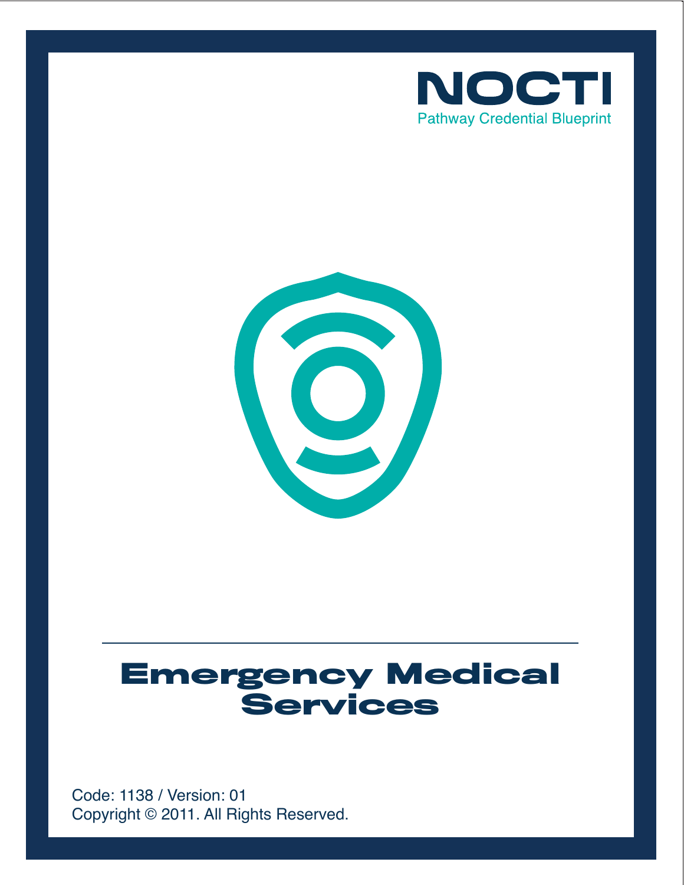NOCTI

Pathway Credential Blueprint

# Emergency Medical Services

Code: 1138 / Version: 01

Copyright © 2011. All Rights Reserved.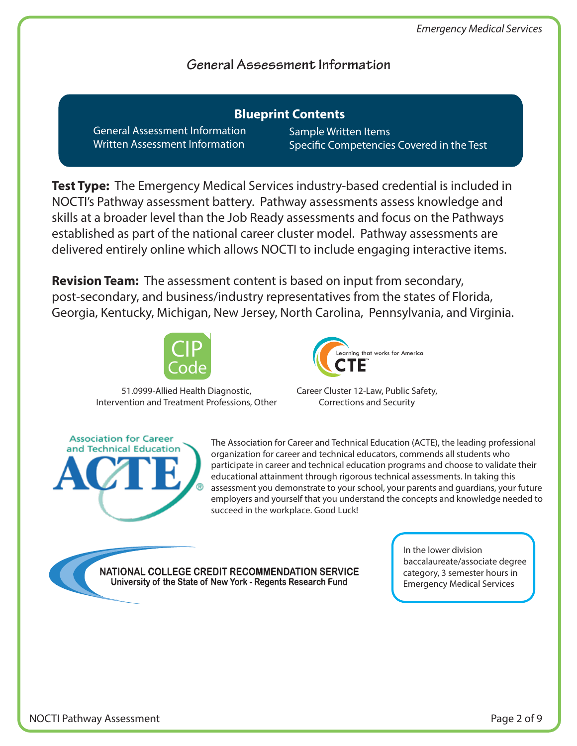## General Assessment Information

### Blueprint Contents

- General Assessment Information
- Written Assessment Information
- Sample Written Items
- Specific Competencies Covered in the Test

**Test Type:** The Emergency Medical Services industry-based credential is included in NOCTI's Pathway assessment battery. Pathway assessments assess knowledge and skills at a broader level than the Job Ready assessments and focus on the Pathways established as part of the national career cluster model. Pathway assessments are delivered entirely online which allows NOCTI to include engaging interactive items.

**Revision Team:** The assessment content is based on input from secondary, post-secondary, and business/industry representatives from the states of Florida, Georgia, Kentucky, Michigan, New Jersey, North Carolina, Pennsylvania, and Virginia.

CIP Code

51.0999-Allied Health Diagnostic, Intervention and Treatment Professions, Other

CTE – Learning that works for America

Career Cluster 12-Law, Public Safety, Corrections and Security

Association for Career and Technical Education – ACTE

The Association for Career and Technical Education (ACTE), the leading professional organization for career and technical educators, commends all students who participate in career and technical education programs and choose to validate their educational attainment through rigorous technical assessments. In taking this assessment you demonstrate to your school, your parents and guardians, your future employers and yourself that you understand the concepts and knowledge needed to succeed in the workplace. Good Luck!

NATIONAL COLLEGE CREDIT RECOMMENDATION SERVICE
University of the State of New York - Regents Research Fund

In the lower division baccalaureate/associate degree category, 3 semester hours in Emergency Medical Services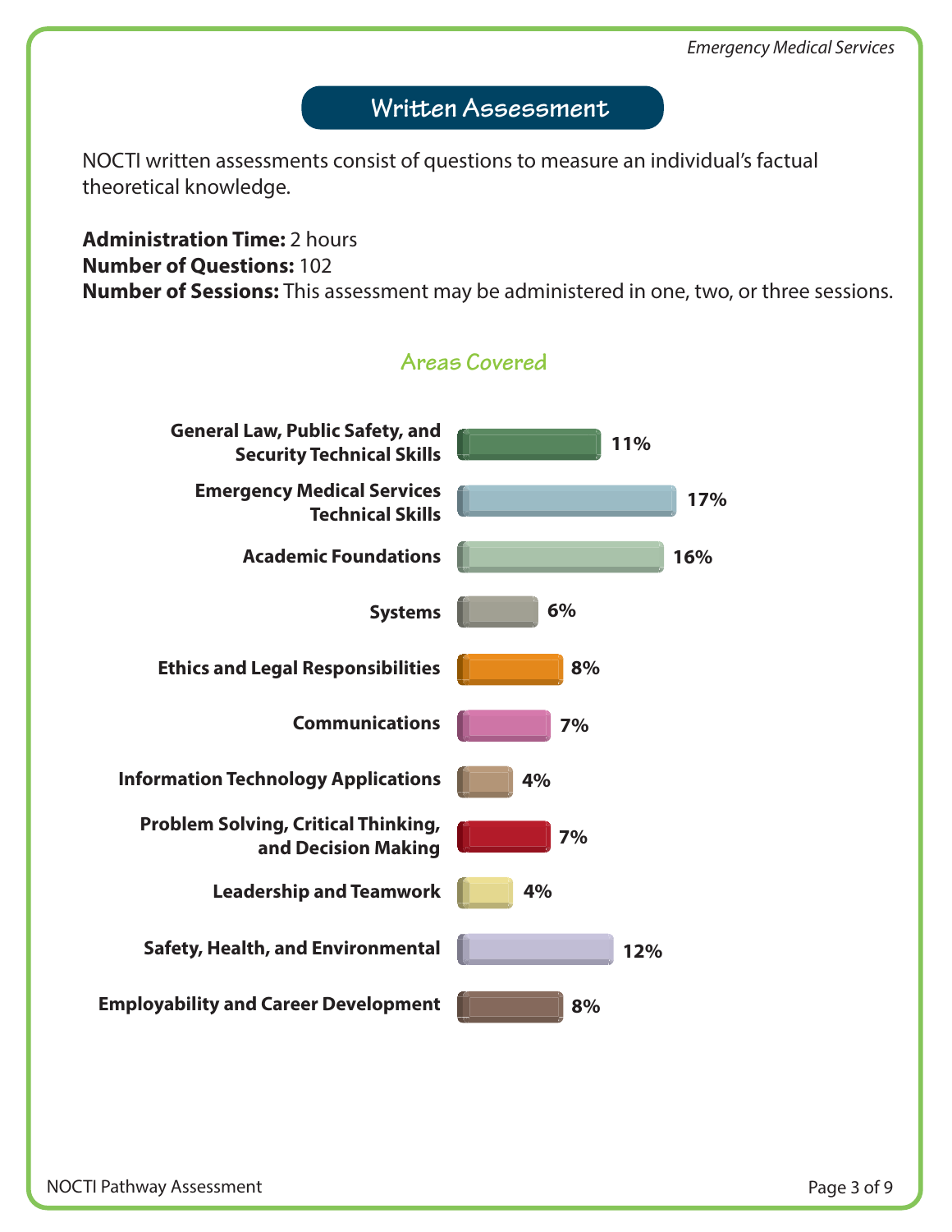## Written Assessment

NOCTI written assessments consist of questions to measure an individual's factual theoretical knowledge.

**Administration Time:** 2 hours
**Number of Questions:** 102
**Number of Sessions:** This assessment may be administered in one, two, or three sessions.

### Areas Covered

| Area | Percentage |
| --- | --- |
| General Law, Public Safety, and Security Technical Skills | 11% |
| Emergency Medical Services Technical Skills | 17% |
| Academic Foundations | 16% |
| Systems | 6% |
| Ethics and Legal Responsibilities | 8% |
| Communications | 7% |
| Information Technology Applications | 4% |
| Problem Solving, Critical Thinking, and Decision Making | 7% |
| Leadership and Teamwork | 4% |
| Safety, Health, and Environmental | 12% |
| Employability and Career Development | 8% |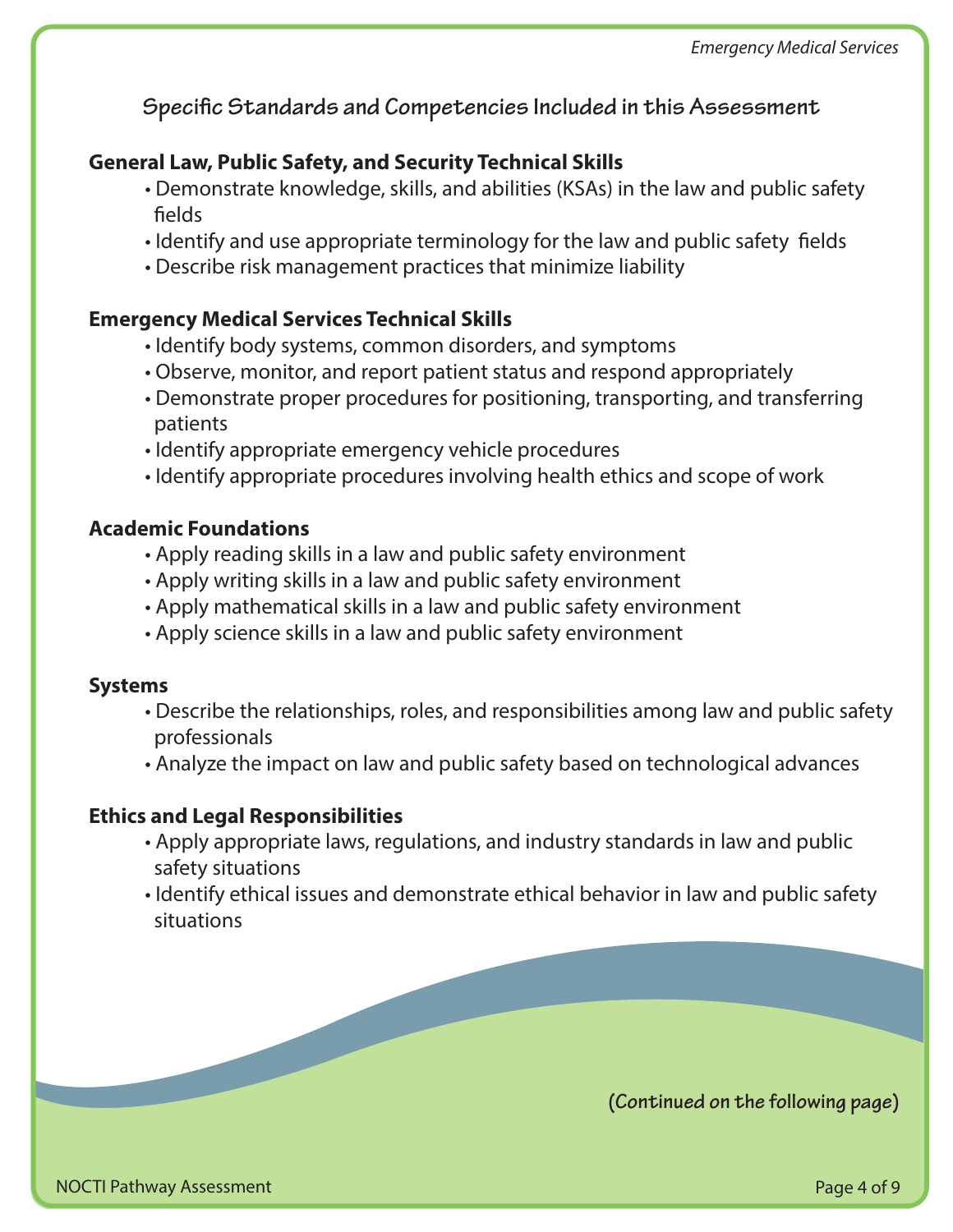## Specific Standards and Competencies Included in this Assessment

### General Law, Public Safety, and Security Technical Skills

- Demonstrate knowledge, skills, and abilities (KSAs) in the law and public safety fields
- Identify and use appropriate terminology for the law and public safety fields
- Describe risk management practices that minimize liability

### Emergency Medical Services Technical Skills

- Identify body systems, common disorders, and symptoms
- Observe, monitor, and report patient status and respond appropriately
- Demonstrate proper procedures for positioning, transporting, and transferring patients
- Identify appropriate emergency vehicle procedures
- Identify appropriate procedures involving health ethics and scope of work

### Academic Foundations

- Apply reading skills in a law and public safety environment
- Apply writing skills in a law and public safety environment
- Apply mathematical skills in a law and public safety environment
- Apply science skills in a law and public safety environment

### Systems

- Describe the relationships, roles, and responsibilities among law and public safety professionals
- Analyze the impact on law and public safety based on technological advances

### Ethics and Legal Responsibilities

- Apply appropriate laws, regulations, and industry standards in law and public safety situations
- Identify ethical issues and demonstrate ethical behavior in law and public safety situations

**(Continued on the following page)**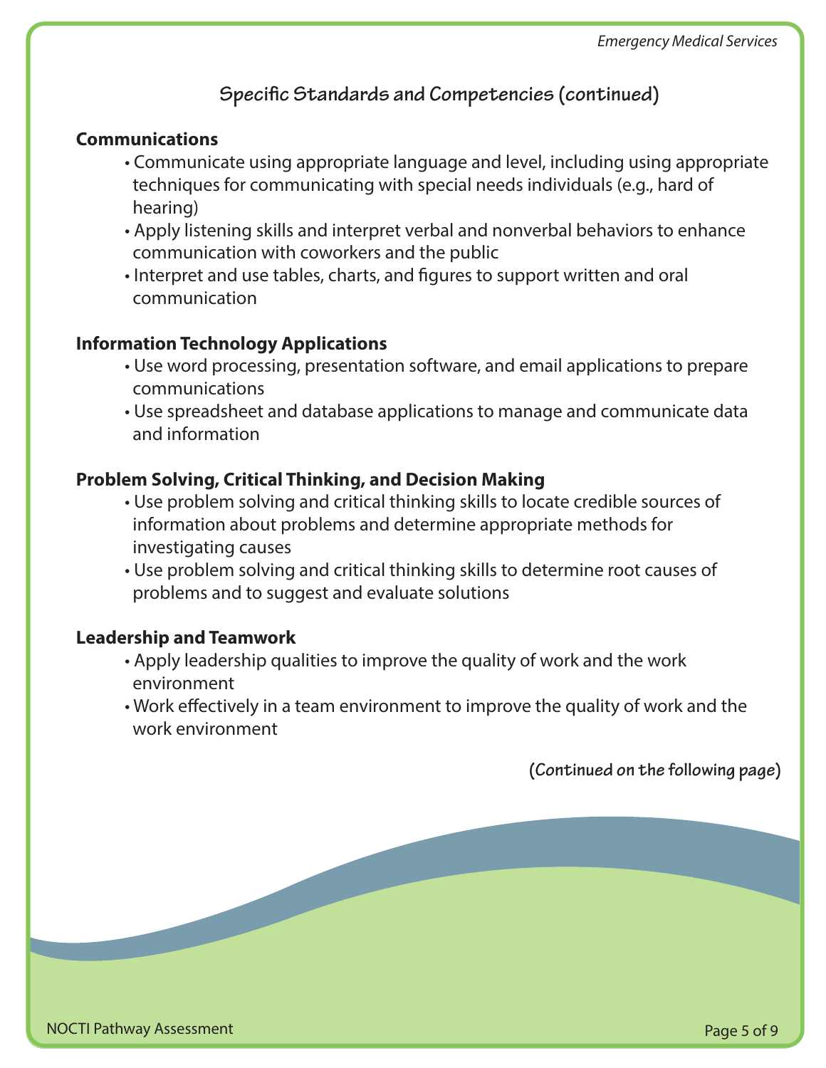## Specific Standards and Competencies (continued)

### Communications

- Communicate using appropriate language and level, including using appropriate techniques for communicating with special needs individuals (e.g., hard of hearing)
- Apply listening skills and interpret verbal and nonverbal behaviors to enhance communication with coworkers and the public
- Interpret and use tables, charts, and figures to support written and oral communication

### Information Technology Applications

- Use word processing, presentation software, and email applications to prepare communications
- Use spreadsheet and database applications to manage and communicate data and information

### Problem Solving, Critical Thinking, and Decision Making

- Use problem solving and critical thinking skills to locate credible sources of information about problems and determine appropriate methods for investigating causes
- Use problem solving and critical thinking skills to determine root causes of problems and to suggest and evaluate solutions

### Leadership and Teamwork

- Apply leadership qualities to improve the quality of work and the work environment
- Work effectively in a team environment to improve the quality of work and the work environment

**(Continued on the following page)**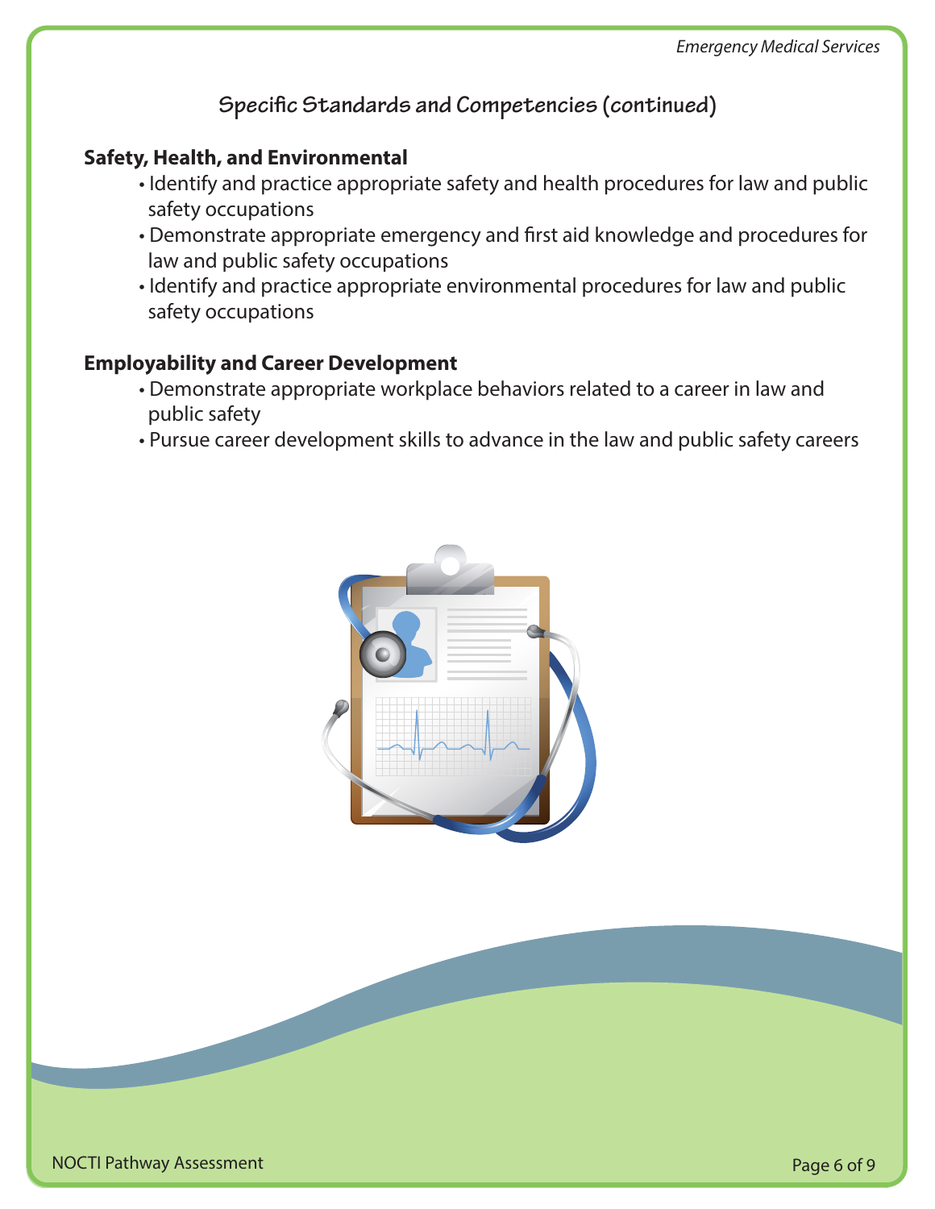## Specific Standards and Competencies (continued)

### Safety, Health, and Environmental

- Identify and practice appropriate safety and health procedures for law and public safety occupations
- Demonstrate appropriate emergency and first aid knowledge and procedures for law and public safety occupations
- Identify and practice appropriate environmental procedures for law and public safety occupations

### Employability and Career Development

- Demonstrate appropriate workplace behaviors related to a career in law and public safety
- Pursue career development skills to advance in the law and public safety careers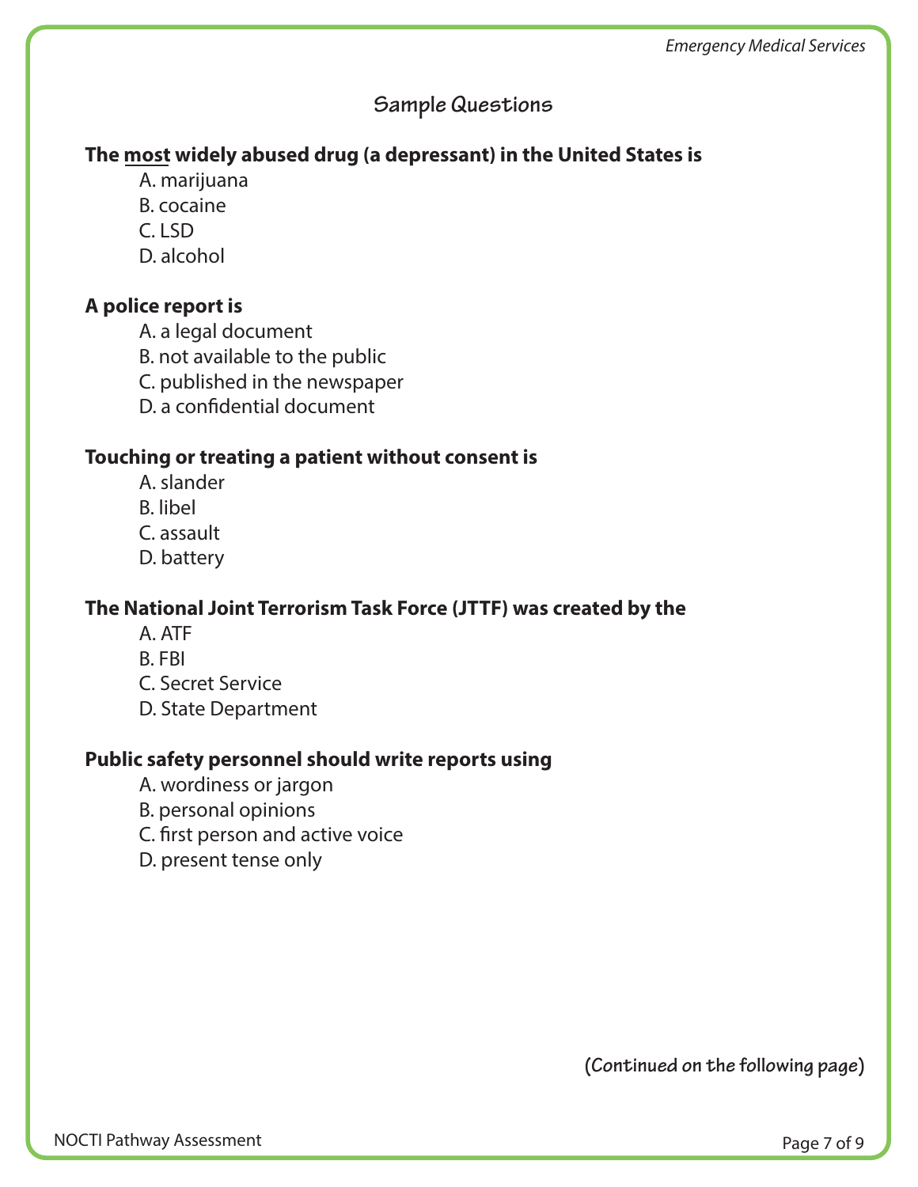## Sample Questions

**The <u>most</u> widely abused drug (a depressant) in the United States is**

A. marijuana
B. cocaine
C. LSD
D. alcohol

**A police report is**

A. a legal document
B. not available to the public
C. published in the newspaper
D. a confidential document

**Touching or treating a patient without consent is**

A. slander
B. libel
C. assault
D. battery

**The National Joint Terrorism Task Force (JTTF) was created by the**

A. ATF
B. FBI
C. Secret Service
D. State Department

**Public safety personnel should write reports using**

A. wordiness or jargon
B. personal opinions
C. first person and active voice
D. present tense only

**(Continued on the following page)**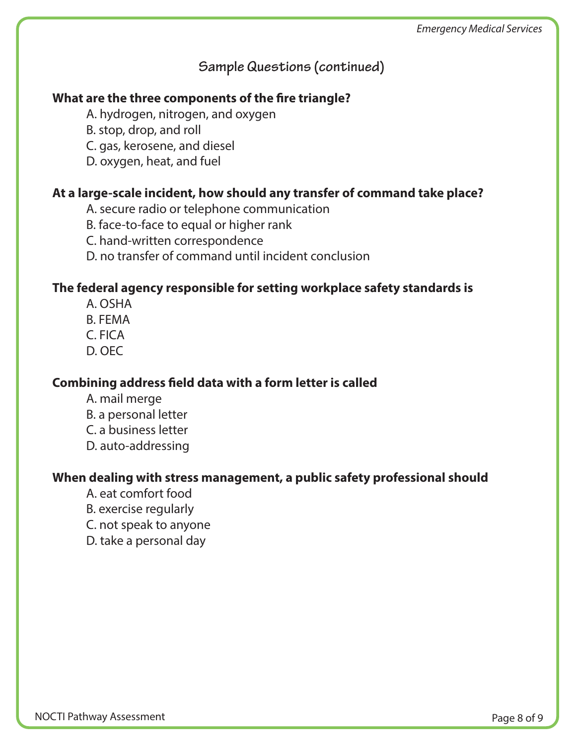## Sample Questions (continued)

**What are the three components of the fire triangle?**

A. hydrogen, nitrogen, and oxygen
B. stop, drop, and roll
C. gas, kerosene, and diesel
D. oxygen, heat, and fuel

**At a large-scale incident, how should any transfer of command take place?**

A. secure radio or telephone communication
B. face-to-face to equal or higher rank
C. hand-written correspondence
D. no transfer of command until incident conclusion

**The federal agency responsible for setting workplace safety standards is**

A. OSHA
B. FEMA
C. FICA
D. OEC

**Combining address field data with a form letter is called**

A. mail merge
B. a personal letter
C. a business letter
D. auto-addressing

**When dealing with stress management, a public safety professional should**

A. eat comfort food
B. exercise regularly
C. not speak to anyone
D. take a personal day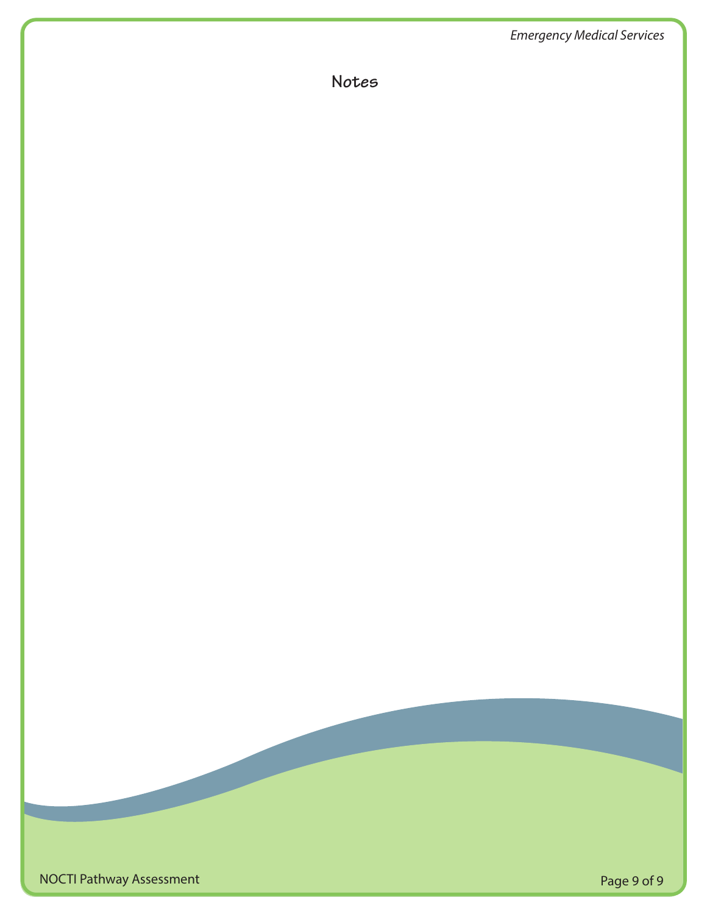## Notes